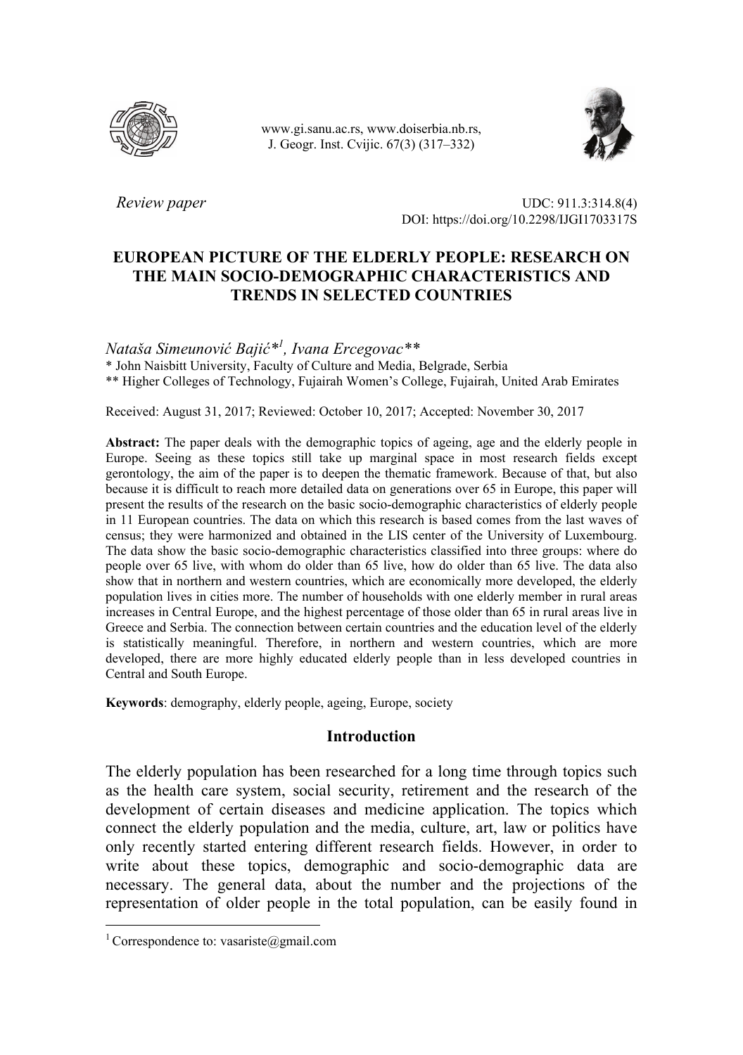www.gi.sanu.ac.rs, www.doiserbia.nb.rs,
J. Geogr. Inst. Cvijic. 67(3) (317–332)

*Review paper*

UDC: 911.3:314.8(4)
DOI: https://doi.org/10.2298/IJGI1703317S

# EUROPEAN PICTURE OF THE ELDERLY PEOPLE: RESEARCH ON THE MAIN SOCIO-DEMOGRAPHIC CHARACTERISTICS AND TRENDS IN SELECTED COUNTRIES

*Nataša Simeunović Bajić*[1], Ivana Ercegovac***

\* John Naisbitt University, Faculty of Culture and Media, Belgrade, Serbia
\*\* Higher Colleges of Technology, Fujairah Women's College, Fujairah, United Arab Emirates

Received: August 31, 2017; Reviewed: October 10, 2017; Accepted: November 30, 2017

**Abstract:** The paper deals with the demographic topics of ageing, age and the elderly people in Europe. Seeing as these topics still take up marginal space in most research fields except gerontology, the aim of the paper is to deepen the thematic framework. Because of that, but also because it is difficult to reach more detailed data on generations over 65 in Europe, this paper will present the results of the research on the basic socio-demographic characteristics of elderly people in 11 European countries. The data on which this research is based comes from the last waves of census; they were harmonized and obtained in the LIS center of the University of Luxembourg. The data show the basic socio-demographic characteristics classified into three groups: where do people over 65 live, with whom do older than 65 live, how do older than 65 live. The data also show that in northern and western countries, which are economically more developed, the elderly population lives in cities more. The number of households with one elderly member in rural areas increases in Central Europe, and the highest percentage of those older than 65 in rural areas live in Greece and Serbia. The connection between certain countries and the education level of the elderly is statistically meaningful. Therefore, in northern and western countries, which are more developed, there are more highly educated elderly people than in less developed countries in Central and South Europe.

**Keywords**: demography, elderly people, ageing, Europe, society

## Introduction

The elderly population has been researched for a long time through topics such as the health care system, social security, retirement and the research of the development of certain diseases and medicine application. The topics which connect the elderly population and the media, culture, art, law or politics have only recently started entering different research fields. However, in order to write about these topics, demographic and socio-demographic data are necessary. The general data, about the number and the projections of the representation of older people in the total population, can be easily found in

---

[1] Correspondence to: vasariste@gmail.com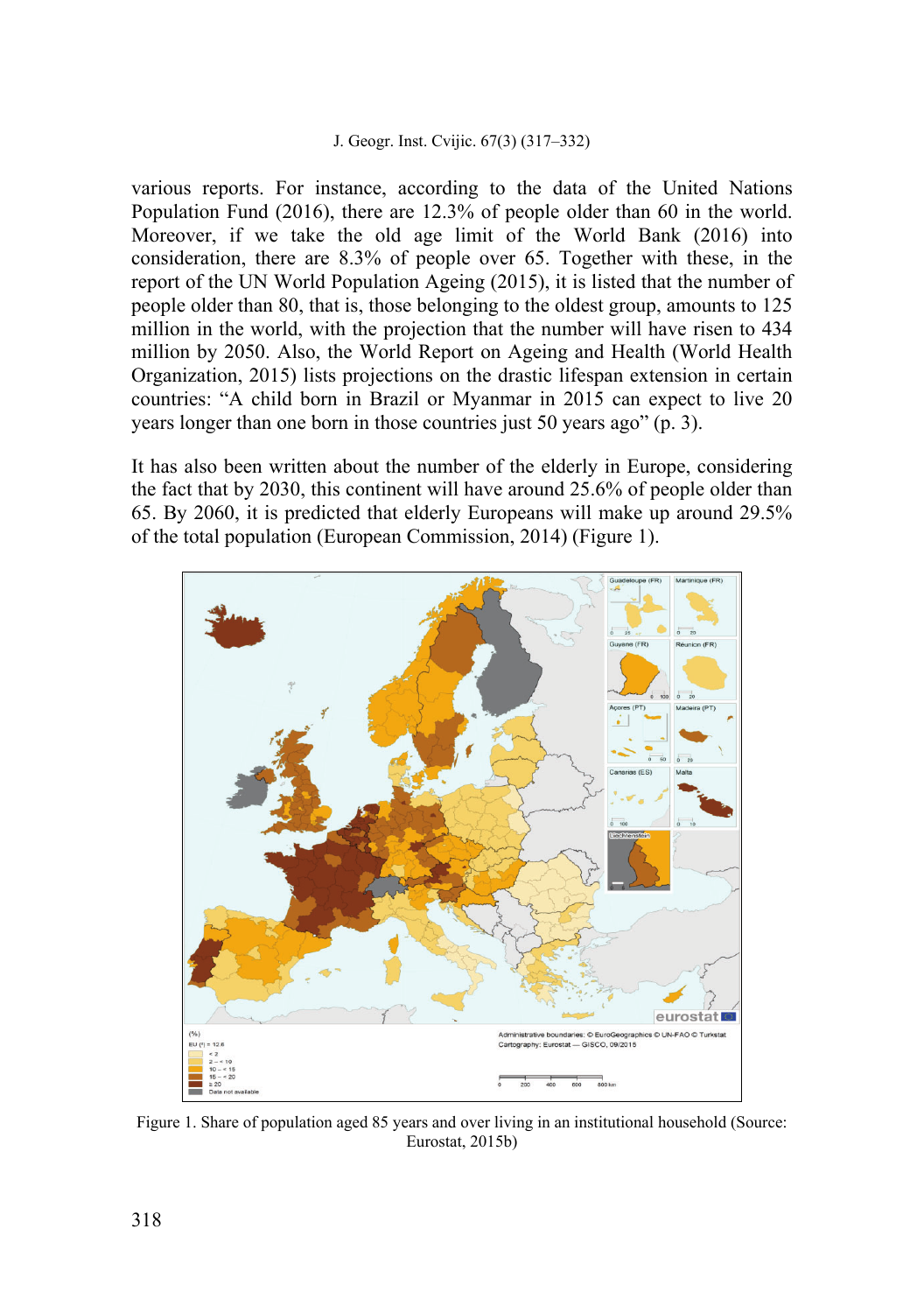various reports. For instance, according to the data of the United Nations Population Fund (2016), there are 12.3% of people older than 60 in the world. Moreover, if we take the old age limit of the World Bank (2016) into consideration, there are 8.3% of people over 65. Together with these, in the report of the UN World Population Ageing (2015), it is listed that the number of people older than 80, that is, those belonging to the oldest group, amounts to 125 million in the world, with the projection that the number will have risen to 434 million by 2050. Also, the World Report on Ageing and Health (World Health Organization, 2015) lists projections on the drastic lifespan extension in certain countries: "A child born in Brazil or Myanmar in 2015 can expect to live 20 years longer than one born in those countries just 50 years ago" (p. 3).

It has also been written about the number of the elderly in Europe, considering the fact that by 2030, this continent will have around 25.6% of people older than 65. By 2060, it is predicted that elderly Europeans will make up around 29.5% of the total population (European Commission, 2014) (Figure 1).

Figure 1. Share of population aged 85 years and over living in an institutional household (Source: Eurostat, 2015b)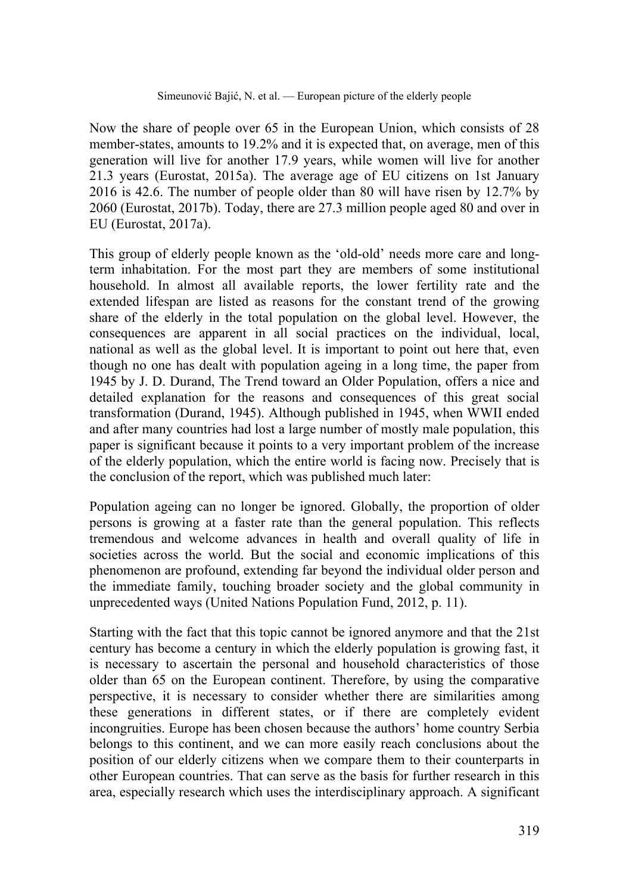Now the share of people over 65 in the European Union, which consists of 28 member-states, amounts to 19.2% and it is expected that, on average, men of this generation will live for another 17.9 years, while women will live for another 21.3 years (Eurostat, 2015a). The average age of EU citizens on 1st January 2016 is 42.6. The number of people older than 80 will have risen by 12.7% by 2060 (Eurostat, 2017b). Today, there are 27.3 million people aged 80 and over in EU (Eurostat, 2017a).

This group of elderly people known as the 'old-old' needs more care and long-term inhabitation. For the most part they are members of some institutional household. In almost all available reports, the lower fertility rate and the extended lifespan are listed as reasons for the constant trend of the growing share of the elderly in the total population on the global level. However, the consequences are apparent in all social practices on the individual, local, national as well as the global level. It is important to point out here that, even though no one has dealt with population ageing in a long time, the paper from 1945 by J. D. Durand, The Trend toward an Older Population, offers a nice and detailed explanation for the reasons and consequences of this great social transformation (Durand, 1945). Although published in 1945, when WWII ended and after many countries had lost a large number of mostly male population, this paper is significant because it points to a very important problem of the increase of the elderly population, which the entire world is facing now. Precisely that is the conclusion of the report, which was published much later:

Population ageing can no longer be ignored. Globally, the proportion of older persons is growing at a faster rate than the general population. This reflects tremendous and welcome advances in health and overall quality of life in societies across the world. But the social and economic implications of this phenomenon are profound, extending far beyond the individual older person and the immediate family, touching broader society and the global community in unprecedented ways (United Nations Population Fund, 2012, p. 11).

Starting with the fact that this topic cannot be ignored anymore and that the 21st century has become a century in which the elderly population is growing fast, it is necessary to ascertain the personal and household characteristics of those older than 65 on the European continent. Therefore, by using the comparative perspective, it is necessary to consider whether there are similarities among these generations in different states, or if there are completely evident incongruities. Europe has been chosen because the authors' home country Serbia belongs to this continent, and we can more easily reach conclusions about the position of our elderly citizens when we compare them to their counterparts in other European countries. That can serve as the basis for further research in this area, especially research which uses the interdisciplinary approach. A significant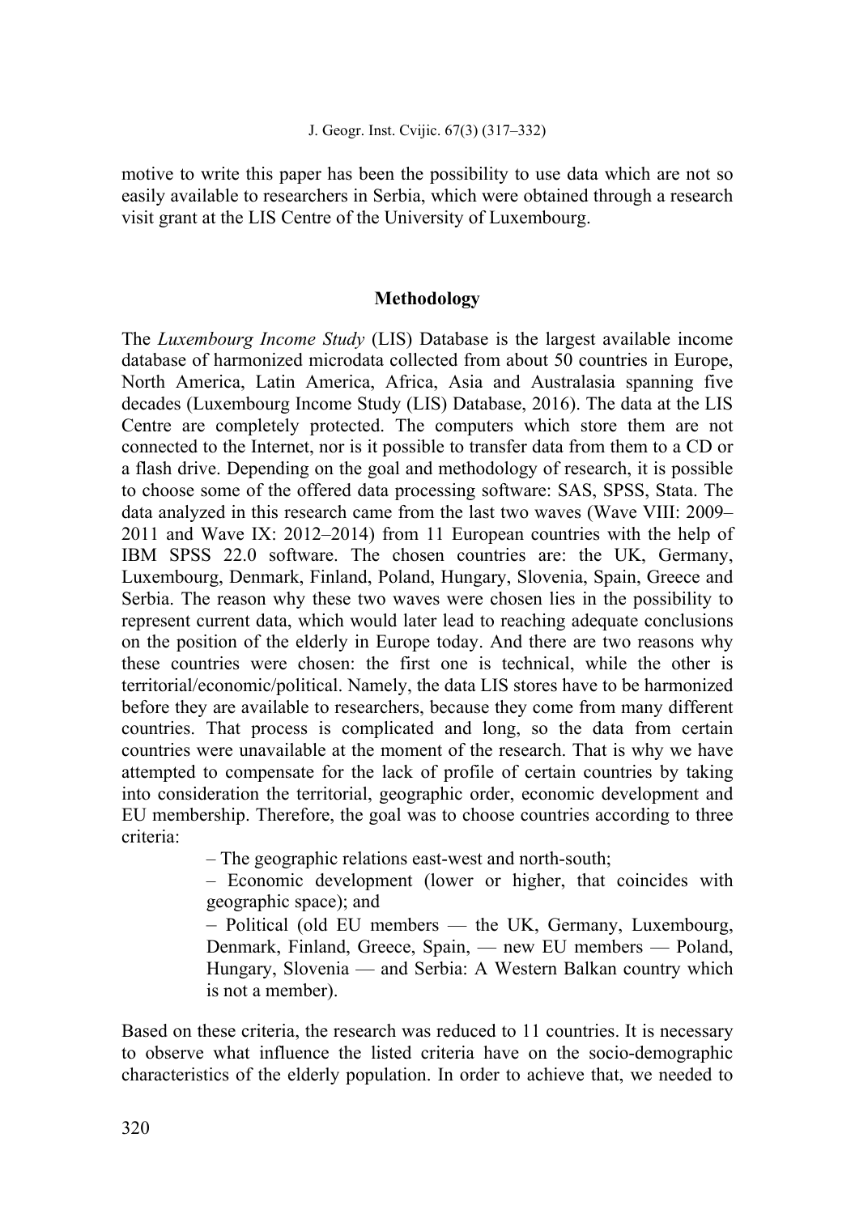motive to write this paper has been the possibility to use data which are not so easily available to researchers in Serbia, which were obtained through a research visit grant at the LIS Centre of the University of Luxembourg.

## Methodology

The *Luxembourg Income Study* (LIS) Database is the largest available income database of harmonized microdata collected from about 50 countries in Europe, North America, Latin America, Africa, Asia and Australasia spanning five decades (Luxembourg Income Study (LIS) Database, 2016). The data at the LIS Centre are completely protected. The computers which store them are not connected to the Internet, nor is it possible to transfer data from them to a CD or a flash drive. Depending on the goal and methodology of research, it is possible to choose some of the offered data processing software: SAS, SPSS, Stata. The data analyzed in this research came from the last two waves (Wave VIII: 2009–2011 and Wave IX: 2012–2014) from 11 European countries with the help of IBM SPSS 22.0 software. The chosen countries are: the UK, Germany, Luxembourg, Denmark, Finland, Poland, Hungary, Slovenia, Spain, Greece and Serbia. The reason why these two waves were chosen lies in the possibility to represent current data, which would later lead to reaching adequate conclusions on the position of the elderly in Europe today. And there are two reasons why these countries were chosen: the first one is technical, while the other is territorial/economic/political. Namely, the data LIS stores have to be harmonized before they are available to researchers, because they come from many different countries. That process is complicated and long, so the data from certain countries were unavailable at the moment of the research. That is why we have attempted to compensate for the lack of profile of certain countries by taking into consideration the territorial, geographic order, economic development and EU membership. Therefore, the goal was to choose countries according to three criteria:

– The geographic relations east-west and north-south;

– Economic development (lower or higher, that coincides with geographic space); and

– Political (old EU members — the UK, Germany, Luxembourg, Denmark, Finland, Greece, Spain, — new EU members — Poland, Hungary, Slovenia — and Serbia: A Western Balkan country which is not a member).

Based on these criteria, the research was reduced to 11 countries. It is necessary to observe what influence the listed criteria have on the socio-demographic characteristics of the elderly population. In order to achieve that, we needed to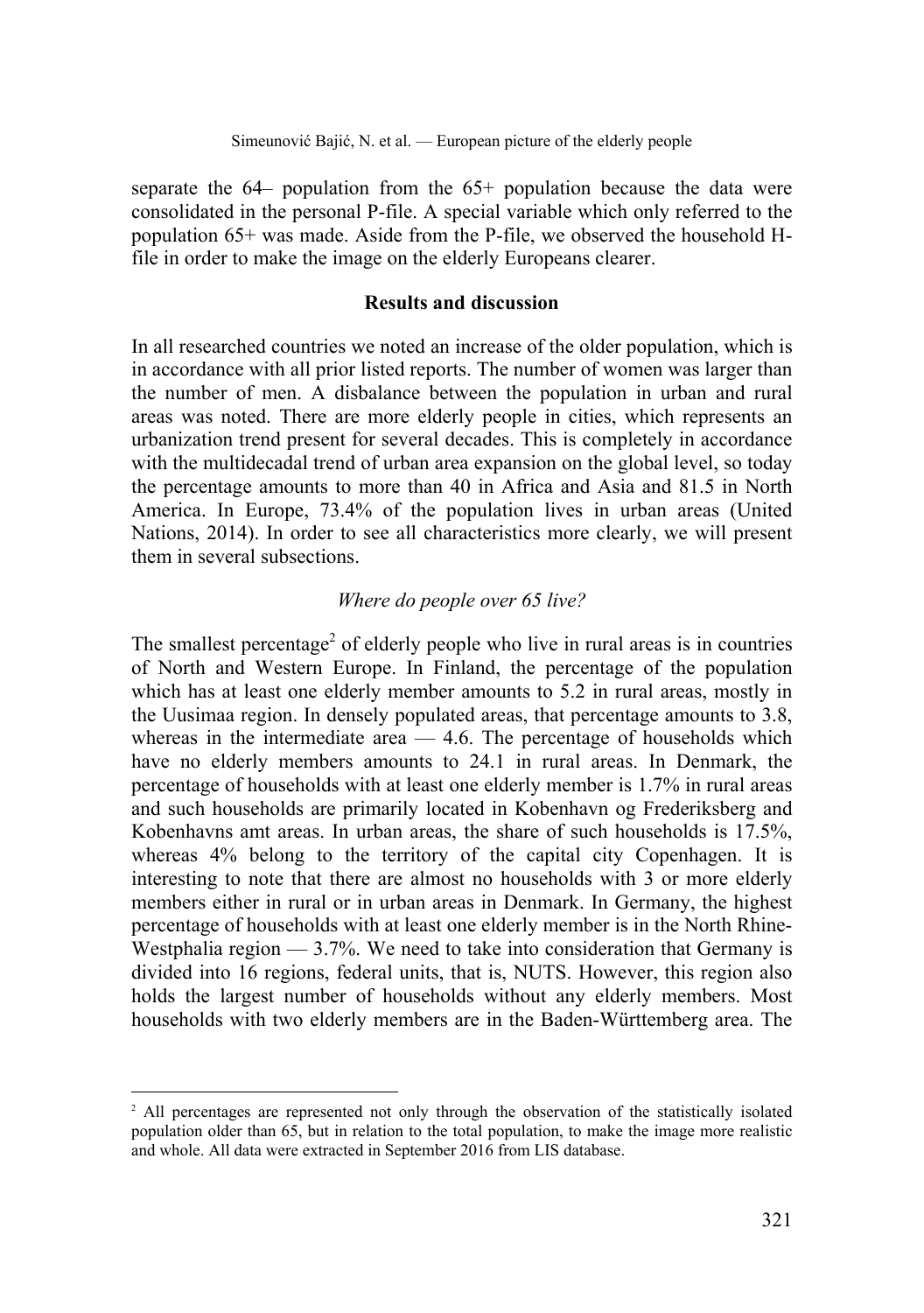separate the 64– population from the 65+ population because the data were consolidated in the personal P-file. A special variable which only referred to the population 65+ was made. Aside from the P-file, we observed the household H-file in order to make the image on the elderly Europeans clearer.

## Results and discussion

In all researched countries we noted an increase of the older population, which is in accordance with all prior listed reports. The number of women was larger than the number of men. A disbalance between the population in urban and rural areas was noted. There are more elderly people in cities, which represents an urbanization trend present for several decades. This is completely in accordance with the multidecadal trend of urban area expansion on the global level, so today the percentage amounts to more than 40 in Africa and Asia and 81.5 in North America. In Europe, 73.4% of the population lives in urban areas (United Nations, 2014). In order to see all characteristics more clearly, we will present them in several subsections.

### *Where do people over 65 live?*

The smallest percentage[2] of elderly people who live in rural areas is in countries of North and Western Europe. In Finland, the percentage of the population which has at least one elderly member amounts to 5.2 in rural areas, mostly in the Uusimaa region. In densely populated areas, that percentage amounts to 3.8, whereas in the intermediate area — 4.6. The percentage of households which have no elderly members amounts to 24.1 in rural areas. In Denmark, the percentage of households with at least one elderly member is 1.7% in rural areas and such households are primarily located in Kobenhavn og Frederiksberg and Kobenhavns amt areas. In urban areas, the share of such households is 17.5%, whereas 4% belong to the territory of the capital city Copenhagen. It is interesting to note that there are almost no households with 3 or more elderly members either in rural or in urban areas in Denmark. In Germany, the highest percentage of households with at least one elderly member is in the North Rhine-Westphalia region — 3.7%. We need to take into consideration that Germany is divided into 16 regions, federal units, that is, NUTS. However, this region also holds the largest number of households without any elderly members. Most households with two elderly members are in the Baden-Württemberg area. The

[2] All percentages are represented not only through the observation of the statistically isolated population older than 65, but in relation to the total population, to make the image more realistic and whole. All data were extracted in September 2016 from LIS database.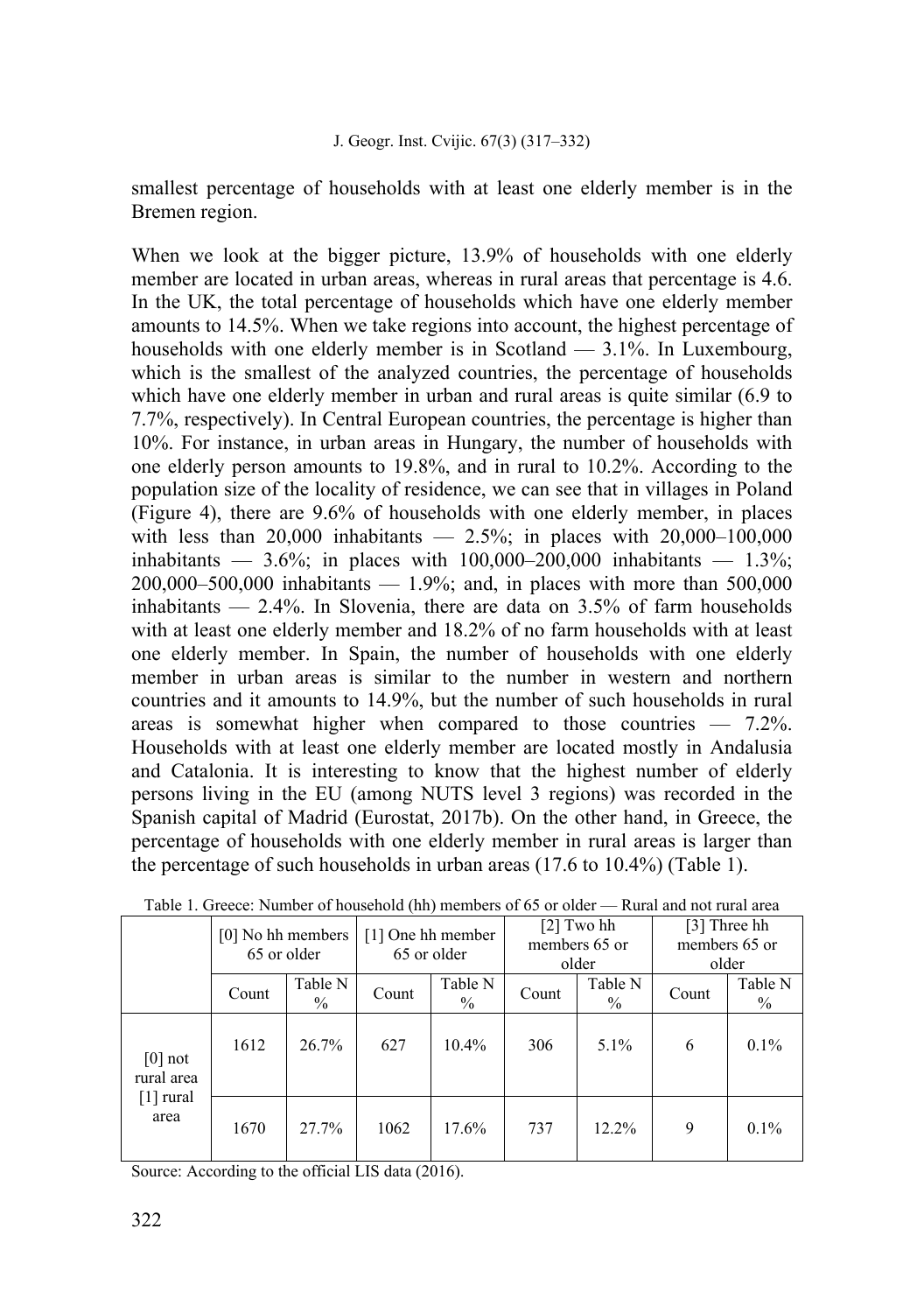smallest percentage of households with at least one elderly member is in the Bremen region.

When we look at the bigger picture, 13.9% of households with one elderly member are located in urban areas, whereas in rural areas that percentage is 4.6. In the UK, the total percentage of households which have one elderly member amounts to 14.5%. When we take regions into account, the highest percentage of households with one elderly member is in Scotland — 3.1%. In Luxembourg, which is the smallest of the analyzed countries, the percentage of households which have one elderly member in urban and rural areas is quite similar (6.9 to 7.7%, respectively). In Central European countries, the percentage is higher than 10%. For instance, in urban areas in Hungary, the number of households with one elderly person amounts to 19.8%, and in rural to 10.2%. According to the population size of the locality of residence, we can see that in villages in Poland (Figure 4), there are 9.6% of households with one elderly member, in places with less than 20,000 inhabitants — 2.5%; in places with 20,000–100,000 inhabitants — 3.6%; in places with 100,000–200,000 inhabitants — 1.3%; 200,000–500,000 inhabitants — 1.9%; and, in places with more than 500,000 inhabitants — 2.4%. In Slovenia, there are data on 3.5% of farm households with at least one elderly member and 18.2% of no farm households with at least one elderly member. In Spain, the number of households with one elderly member in urban areas is similar to the number in western and northern countries and it amounts to 14.9%, but the number of such households in rural areas is somewhat higher when compared to those countries — 7.2%. Households with at least one elderly member are located mostly in Andalusia and Catalonia. It is interesting to know that the highest number of elderly persons living in the EU (among NUTS level 3 regions) was recorded in the Spanish capital of Madrid (Eurostat, 2017b). On the other hand, in Greece, the percentage of households with one elderly member in rural areas is larger than the percentage of such households in urban areas (17.6 to 10.4%) (Table 1).

Table 1. Greece: Number of household (hh) members of 65 or older — Rural and not rural area

| | [0] No hh members 65 or older | | [1] One hh member 65 or older | | [2] Two hh members 65 or older | | [3] Three hh members 65 or older | |
|---|---|---|---|---|---|---|---|---|
| | Count | Table N % | Count | Table N % | Count | Table N % | Count | Table N % |
| [0] not rural area | 1612 | 26.7% | 627 | 10.4% | 306 | 5.1% | 6 | 0.1% |
| [1] rural area | 1670 | 27.7% | 1062 | 17.6% | 737 | 12.2% | 9 | 0.1% |

Source: According to the official LIS data (2016).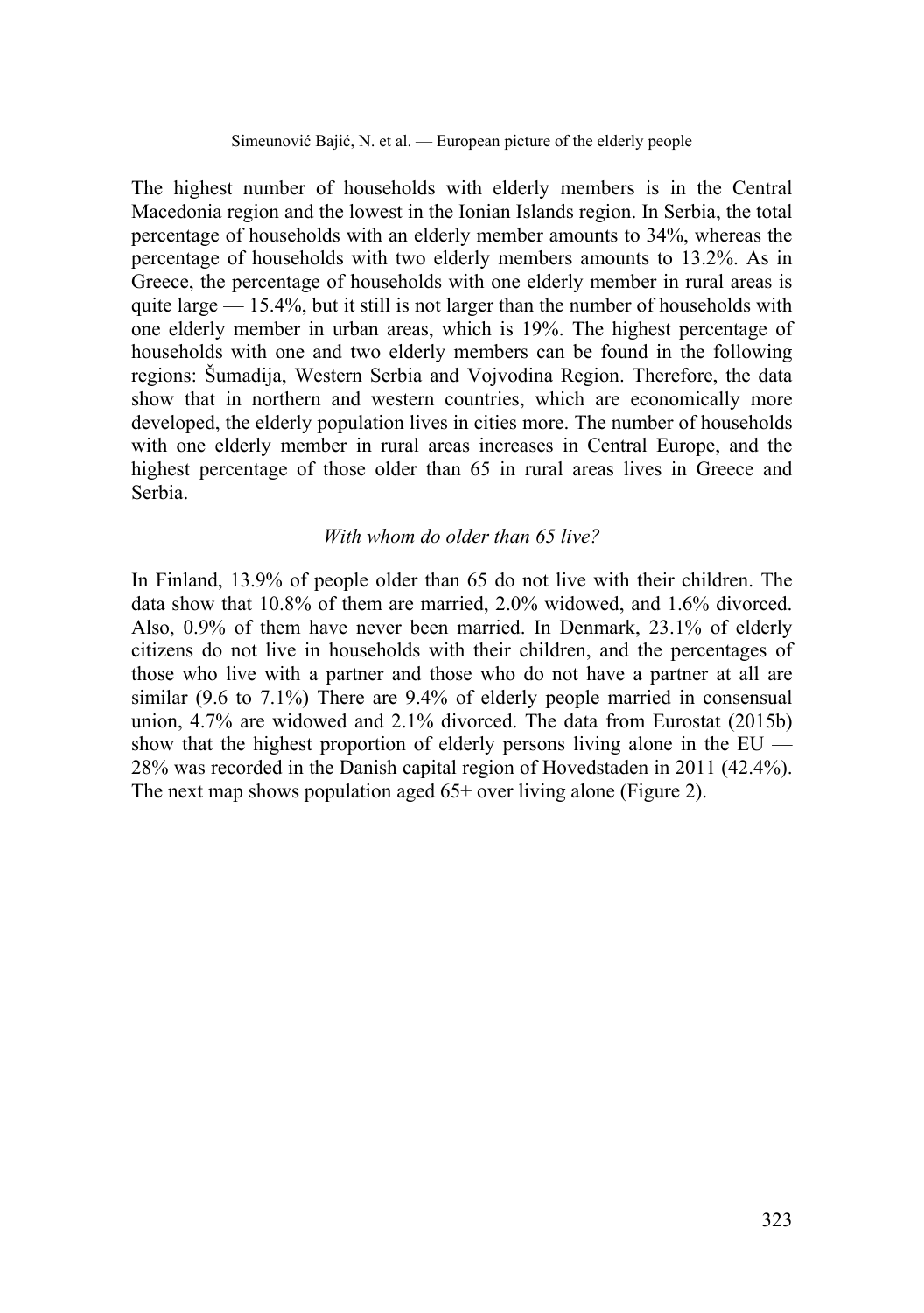The highest number of households with elderly members is in the Central Macedonia region and the lowest in the Ionian Islands region. In Serbia, the total percentage of households with an elderly member amounts to 34%, whereas the percentage of households with two elderly members amounts to 13.2%. As in Greece, the percentage of households with one elderly member in rural areas is quite large — 15.4%, but it still is not larger than the number of households with one elderly member in urban areas, which is 19%. The highest percentage of households with one and two elderly members can be found in the following regions: Šumadija, Western Serbia and Vojvodina Region. Therefore, the data show that in northern and western countries, which are economically more developed, the elderly population lives in cities more. The number of households with one elderly member in rural areas increases in Central Europe, and the highest percentage of those older than 65 in rural areas lives in Greece and Serbia.

*With whom do older than 65 live?*

In Finland, 13.9% of people older than 65 do not live with their children. The data show that 10.8% of them are married, 2.0% widowed, and 1.6% divorced. Also, 0.9% of them have never been married. In Denmark, 23.1% of elderly citizens do not live in households with their children, and the percentages of those who live with a partner and those who do not have a partner at all are similar (9.6 to 7.1%) There are 9.4% of elderly people married in consensual union, 4.7% are widowed and 2.1% divorced. The data from Eurostat (2015b) show that the highest proportion of elderly persons living alone in the EU — 28% was recorded in the Danish capital region of Hovedstaden in 2011 (42.4%). The next map shows population aged 65+ over living alone (Figure 2).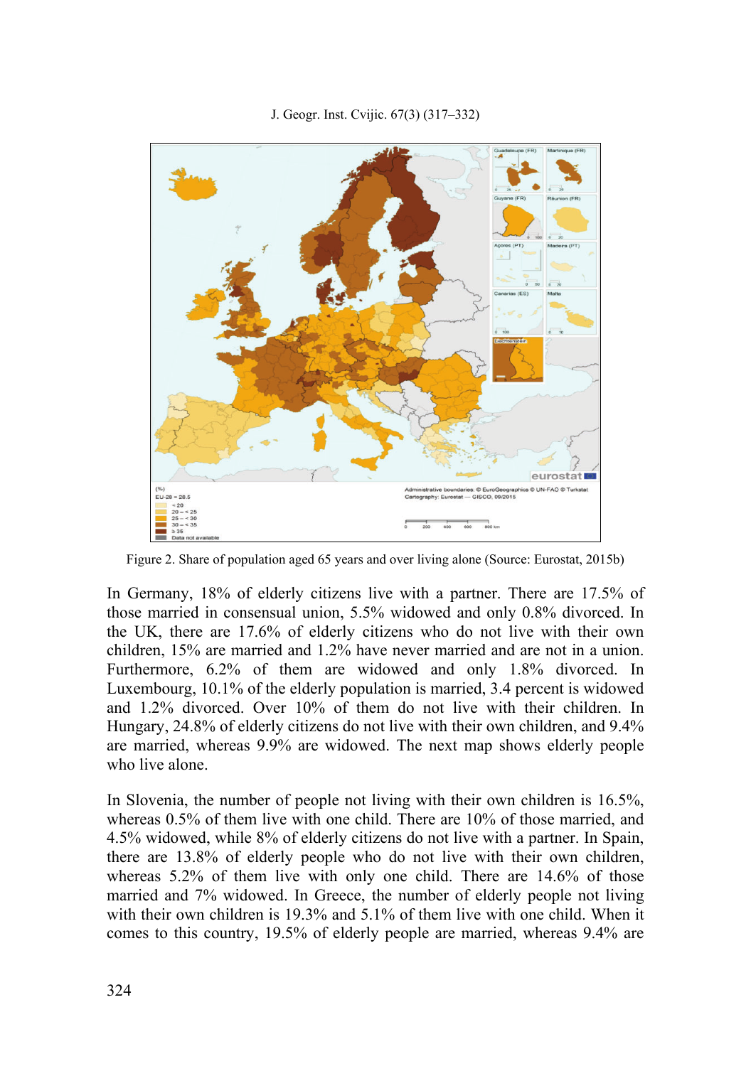Figure 2. Share of population aged 65 years and over living alone (Source: Eurostat, 2015b)

In Germany, 18% of elderly citizens live with a partner. There are 17.5% of those married in consensual union, 5.5% widowed and only 0.8% divorced. In the UK, there are 17.6% of elderly citizens who do not live with their own children, 15% are married and 1.2% have never married and are not in a union. Furthermore, 6.2% of them are widowed and only 1.8% divorced. In Luxembourg, 10.1% of the elderly population is married, 3.4 percent is widowed and 1.2% divorced. Over 10% of them do not live with their children. In Hungary, 24.8% of elderly citizens do not live with their own children, and 9.4% are married, whereas 9.9% are widowed. The next map shows elderly people who live alone.

In Slovenia, the number of people not living with their own children is 16.5%, whereas 0.5% of them live with one child. There are 10% of those married, and 4.5% widowed, while 8% of elderly citizens do not live with a partner. In Spain, there are 13.8% of elderly people who do not live with their own children, whereas 5.2% of them live with only one child. There are 14.6% of those married and 7% widowed. In Greece, the number of elderly people not living with their own children is 19.3% and 5.1% of them live with one child. When it comes to this country, 19.5% of elderly people are married, whereas 9.4% are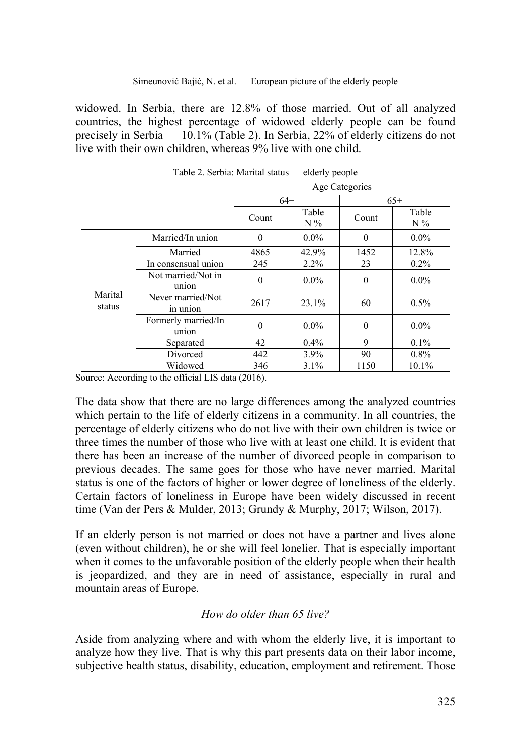widowed. In Serbia, there are 12.8% of those married. Out of all analyzed countries, the highest percentage of widowed elderly people can be found precisely in Serbia — 10.1% (Table 2). In Serbia, 22% of elderly citizens do not live with their own children, whereas 9% live with one child.

Table 2. Serbia: Marital status — elderly people

| | | Age Categories | | | |
|---|---|---|---|---|---|
| | | 64− | | 65+ | |
| | | Count | Table N % | Count | Table N % |
| Marital status | Married/In union | 0 | 0.0% | 0 | 0.0% |
| | Married | 4865 | 42.9% | 1452 | 12.8% |
| | In consensual union | 245 | 2.2% | 23 | 0.2% |
| | Not married/Not in union | 0 | 0.0% | 0 | 0.0% |
| | Never married/Not in union | 2617 | 23.1% | 60 | 0.5% |
| | Formerly married/In union | 0 | 0.0% | 0 | 0.0% |
| | Separated | 42 | 0.4% | 9 | 0.1% |
| | Divorced | 442 | 3.9% | 90 | 0.8% |
| | Widowed | 346 | 3.1% | 1150 | 10.1% |

Source: According to the official LIS data (2016).

The data show that there are no large differences among the analyzed countries which pertain to the life of elderly citizens in a community. In all countries, the percentage of elderly citizens who do not live with their own children is twice or three times the number of those who live with at least one child. It is evident that there has been an increase of the number of divorced people in comparison to previous decades. The same goes for those who have never married. Marital status is one of the factors of higher or lower degree of loneliness of the elderly. Certain factors of loneliness in Europe have been widely discussed in recent time (Van der Pers & Mulder, 2013; Grundy & Murphy, 2017; Wilson, 2017).

If an elderly person is not married or does not have a partner and lives alone (even without children), he or she will feel lonelier. That is especially important when it comes to the unfavorable position of the elderly people when their health is jeopardized, and they are in need of assistance, especially in rural and mountain areas of Europe.

*How do older than 65 live?*

Aside from analyzing where and with whom the elderly live, it is important to analyze how they live. That is why this part presents data on their labor income, subjective health status, disability, education, employment and retirement. Those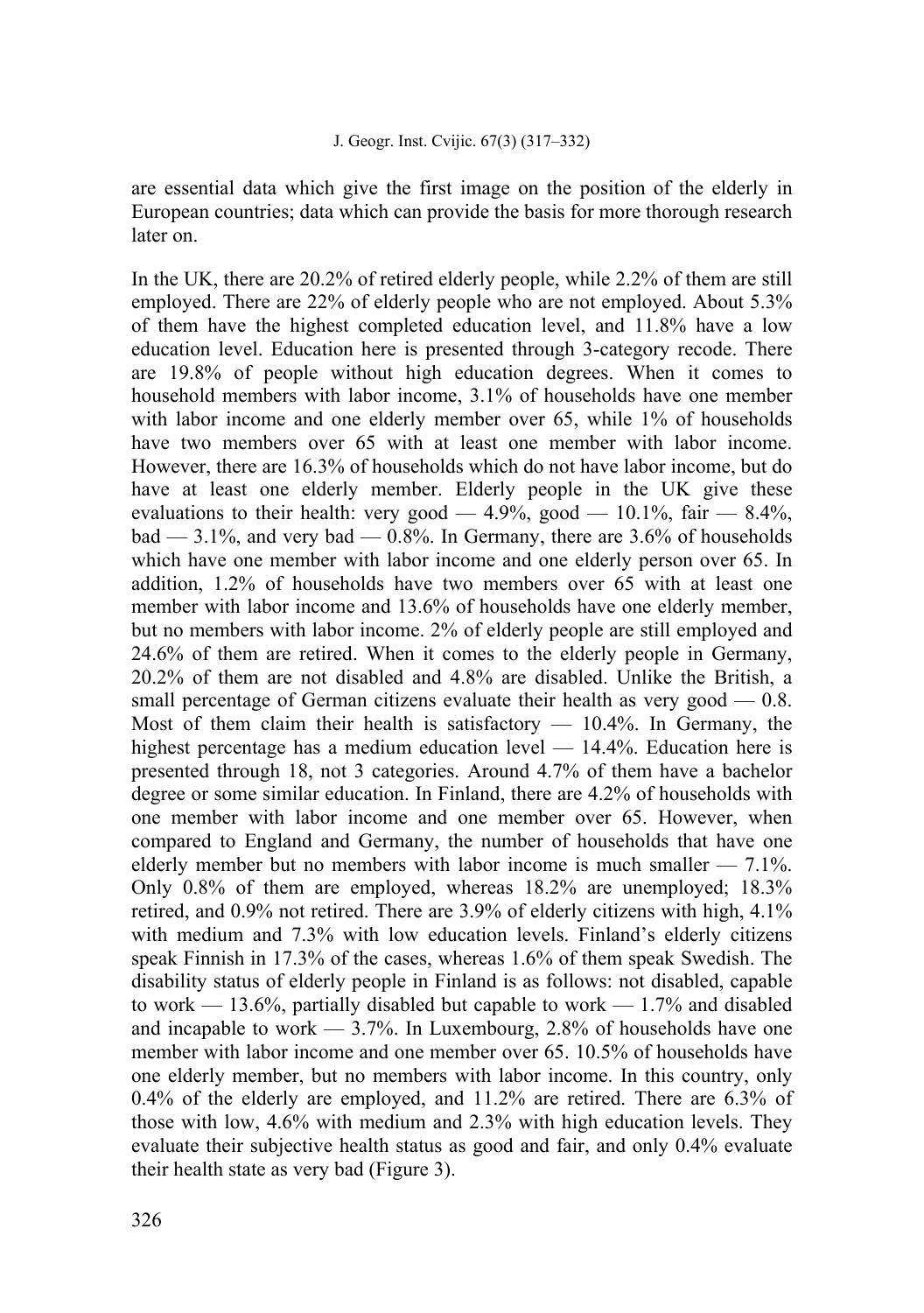are essential data which give the first image on the position of the elderly in European countries; data which can provide the basis for more thorough research later on.

In the UK, there are 20.2% of retired elderly people, while 2.2% of them are still employed. There are 22% of elderly people who are not employed. About 5.3% of them have the highest completed education level, and 11.8% have a low education level. Education here is presented through 3-category recode. There are 19.8% of people without high education degrees. When it comes to household members with labor income, 3.1% of households have one member with labor income and one elderly member over 65, while 1% of households have two members over 65 with at least one member with labor income. However, there are 16.3% of households which do not have labor income, but do have at least one elderly member. Elderly people in the UK give these evaluations to their health: very good — 4.9%, good — 10.1%, fair — 8.4%, bad — 3.1%, and very bad — 0.8%. In Germany, there are 3.6% of households which have one member with labor income and one elderly person over 65. In addition, 1.2% of households have two members over 65 with at least one member with labor income and 13.6% of households have one elderly member, but no members with labor income. 2% of elderly people are still employed and 24.6% of them are retired. When it comes to the elderly people in Germany, 20.2% of them are not disabled and 4.8% are disabled. Unlike the British, a small percentage of German citizens evaluate their health as very good — 0.8. Most of them claim their health is satisfactory — 10.4%. In Germany, the highest percentage has a medium education level — 14.4%. Education here is presented through 18, not 3 categories. Around 4.7% of them have a bachelor degree or some similar education. In Finland, there are 4.2% of households with one member with labor income and one member over 65. However, when compared to England and Germany, the number of households that have one elderly member but no members with labor income is much smaller — 7.1%. Only 0.8% of them are employed, whereas 18.2% are unemployed; 18.3% retired, and 0.9% not retired. There are 3.9% of elderly citizens with high, 4.1% with medium and 7.3% with low education levels. Finland's elderly citizens speak Finnish in 17.3% of the cases, whereas 1.6% of them speak Swedish. The disability status of elderly people in Finland is as follows: not disabled, capable to work — 13.6%, partially disabled but capable to work — 1.7% and disabled and incapable to work — 3.7%. In Luxembourg, 2.8% of households have one member with labor income and one member over 65. 10.5% of households have one elderly member, but no members with labor income. In this country, only 0.4% of the elderly are employed, and 11.2% are retired. There are 6.3% of those with low, 4.6% with medium and 2.3% with high education levels. They evaluate their subjective health status as good and fair, and only 0.4% evaluate their health state as very bad (Figure 3).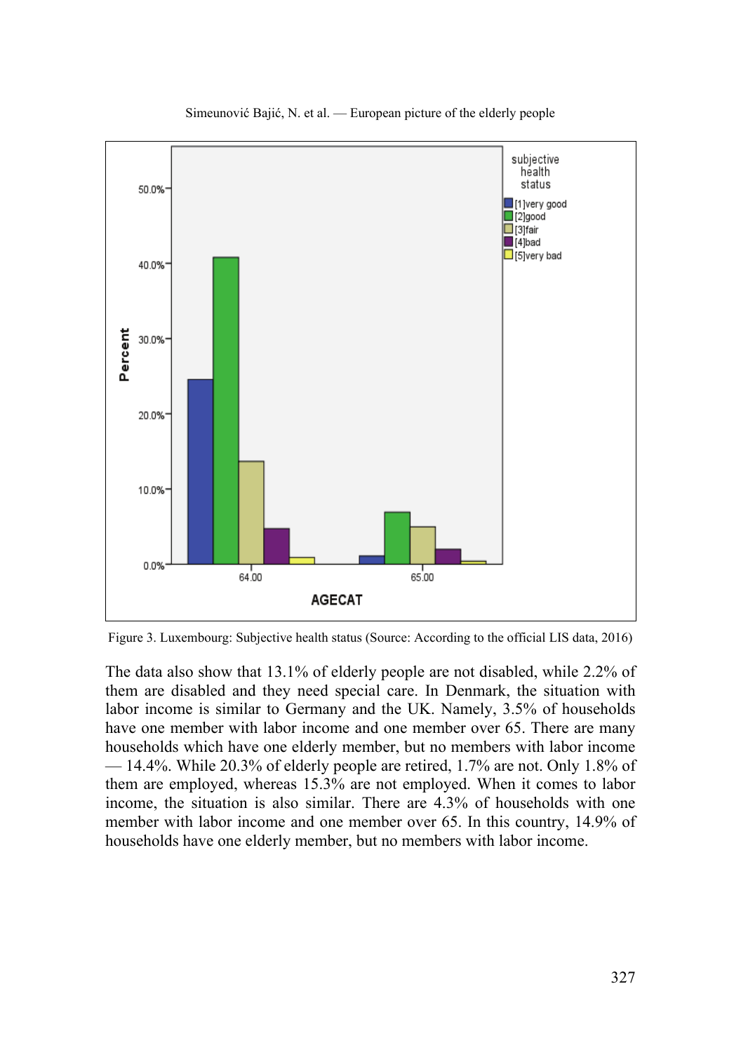Figure 3. Luxembourg: Subjective health status (Source: According to the official LIS data, 2016)

The data also show that 13.1% of elderly people are not disabled, while 2.2% of them are disabled and they need special care. In Denmark, the situation with labor income is similar to Germany and the UK. Namely, 3.5% of households have one member with labor income and one member over 65. There are many households which have one elderly member, but no members with labor income — 14.4%. While 20.3% of elderly people are retired, 1.7% are not. Only 1.8% of them are employed, whereas 15.3% are not employed. When it comes to labor income, the situation is also similar. There are 4.3% of households with one member with labor income and one member over 65. In this country, 14.9% of households have one elderly member, but no members with labor income.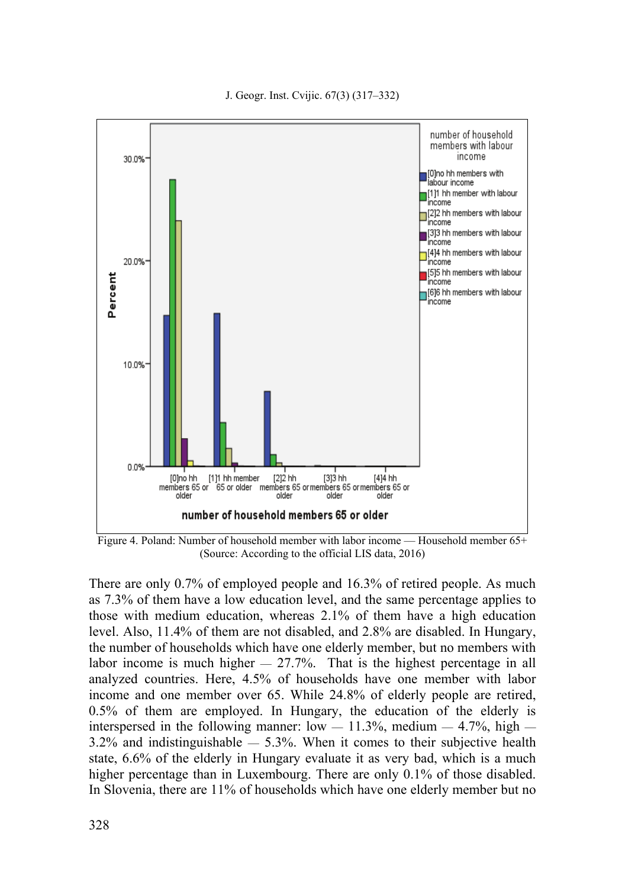Figure 4. Poland: Number of household member with labor income — Household member 65+
(Source: According to the official LIS data, 2016)

There are only 0.7% of employed people and 16.3% of retired people. As much as 7.3% of them have a low education level, and the same percentage applies to those with medium education, whereas 2.1% of them have a high education level. Also, 11.4% of them are not disabled, and 2.8% are disabled. In Hungary, the number of households which have one elderly member, but no members with labor income is much higher — 27.7%. That is the highest percentage in all analyzed countries. Here, 4.5% of households have one member with labor income and one member over 65. While 24.8% of elderly people are retired, 0.5% of them are employed. In Hungary, the education of the elderly is interspersed in the following manner: low — 11.3%, medium — 4.7%, high — 3.2% and indistinguishable — 5.3%. When it comes to their subjective health state, 6.6% of the elderly in Hungary evaluate it as very bad, which is a much higher percentage than in Luxembourg. There are only 0.1% of those disabled. In Slovenia, there are 11% of households which have one elderly member but no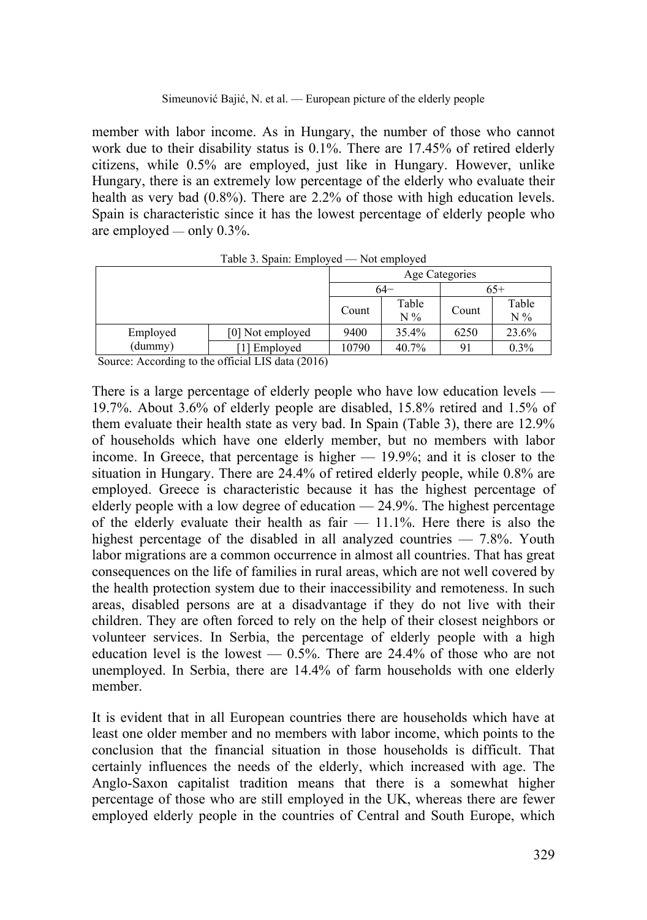member with labor income. As in Hungary, the number of those who cannot work due to their disability status is 0.1%. There are 17.45% of retired elderly citizens, while 0.5% are employed, just like in Hungary. However, unlike Hungary, there is an extremely low percentage of the elderly who evaluate their health as very bad (0.8%). There are 2.2% of those with high education levels. Spain is characteristic since it has the lowest percentage of elderly people who are employed — only 0.3%.

Table 3. Spain: Employed — Not employed

| | | Age Categories | | | |
|---|---|---|---|---|---|
| | | 64− | | 65+ | |
| | | Count | Table N % | Count | Table N % |
| Employed (dummy) | [0] Not employed | 9400 | 35.4% | 6250 | 23.6% |
| | [1] Employed | 10790 | 40.7% | 91 | 0.3% |

Source: According to the official LIS data (2016)

There is a large percentage of elderly people who have low education levels — 19.7%. About 3.6% of elderly people are disabled, 15.8% retired and 1.5% of them evaluate their health state as very bad. In Spain (Table 3), there are 12.9% of households which have one elderly member, but no members with labor income. In Greece, that percentage is higher — 19.9%; and it is closer to the situation in Hungary. There are 24.4% of retired elderly people, while 0.8% are employed. Greece is characteristic because it has the highest percentage of elderly people with a low degree of education — 24.9%. The highest percentage of the elderly evaluate their health as fair — 11.1%. Here there is also the highest percentage of the disabled in all analyzed countries — 7.8%. Youth labor migrations are a common occurrence in almost all countries. That has great consequences on the life of families in rural areas, which are not well covered by the health protection system due to their inaccessibility and remoteness. In such areas, disabled persons are at a disadvantage if they do not live with their children. They are often forced to rely on the help of their closest neighbors or volunteer services. In Serbia, the percentage of elderly people with a high education level is the lowest — 0.5%. There are 24.4% of those who are not unemployed. In Serbia, there are 14.4% of farm households with one elderly member.

It is evident that in all European countries there are households which have at least one older member and no members with labor income, which points to the conclusion that the financial situation in those households is difficult. That certainly influences the needs of the elderly, which increased with age. The Anglo-Saxon capitalist tradition means that there is a somewhat higher percentage of those who are still employed in the UK, whereas there are fewer employed elderly people in the countries of Central and South Europe, which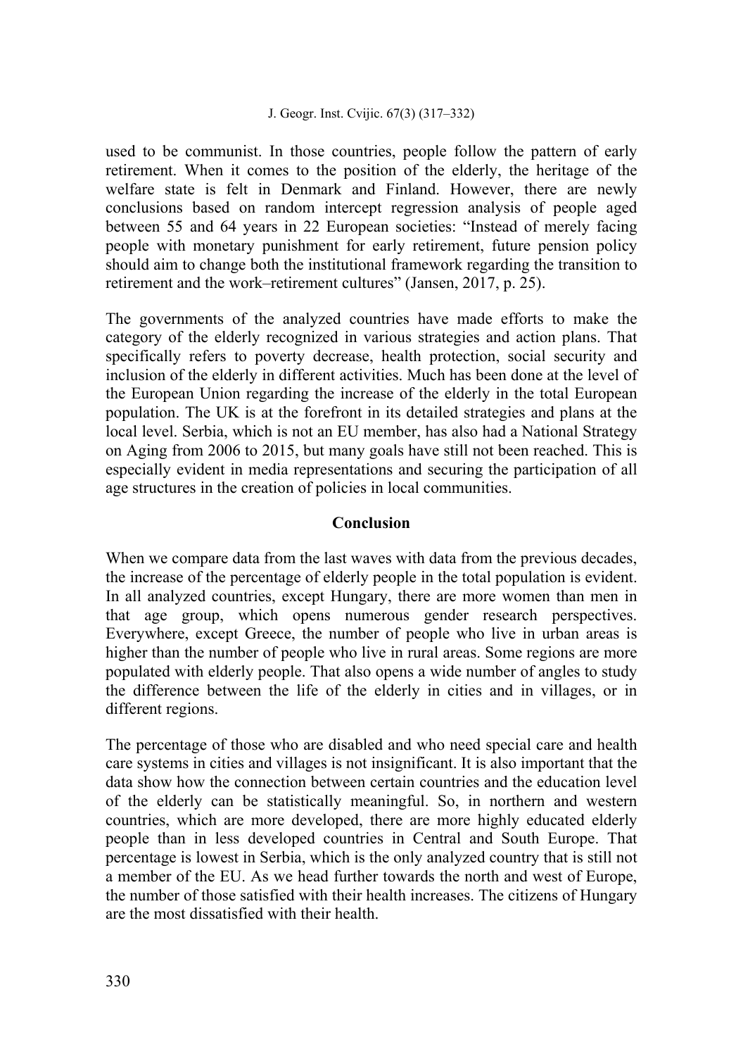used to be communist. In those countries, people follow the pattern of early retirement. When it comes to the position of the elderly, the heritage of the welfare state is felt in Denmark and Finland. However, there are newly conclusions based on random intercept regression analysis of people aged between 55 and 64 years in 22 European societies: "Instead of merely facing people with monetary punishment for early retirement, future pension policy should aim to change both the institutional framework regarding the transition to retirement and the work–retirement cultures" (Jansen, 2017, p. 25).

The governments of the analyzed countries have made efforts to make the category of the elderly recognized in various strategies and action plans. That specifically refers to poverty decrease, health protection, social security and inclusion of the elderly in different activities. Much has been done at the level of the European Union regarding the increase of the elderly in the total European population. The UK is at the forefront in its detailed strategies and plans at the local level. Serbia, which is not an EU member, has also had a National Strategy on Aging from 2006 to 2015, but many goals have still not been reached. This is especially evident in media representations and securing the participation of all age structures in the creation of policies in local communities.

## Conclusion

When we compare data from the last waves with data from the previous decades, the increase of the percentage of elderly people in the total population is evident. In all analyzed countries, except Hungary, there are more women than men in that age group, which opens numerous gender research perspectives. Everywhere, except Greece, the number of people who live in urban areas is higher than the number of people who live in rural areas. Some regions are more populated with elderly people. That also opens a wide number of angles to study the difference between the life of the elderly in cities and in villages, or in different regions.

The percentage of those who are disabled and who need special care and health care systems in cities and villages is not insignificant. It is also important that the data show how the connection between certain countries and the education level of the elderly can be statistically meaningful. So, in northern and western countries, which are more developed, there are more highly educated elderly people than in less developed countries in Central and South Europe. That percentage is lowest in Serbia, which is the only analyzed country that is still not a member of the EU. As we head further towards the north and west of Europe, the number of those satisfied with their health increases. The citizens of Hungary are the most dissatisfied with their health.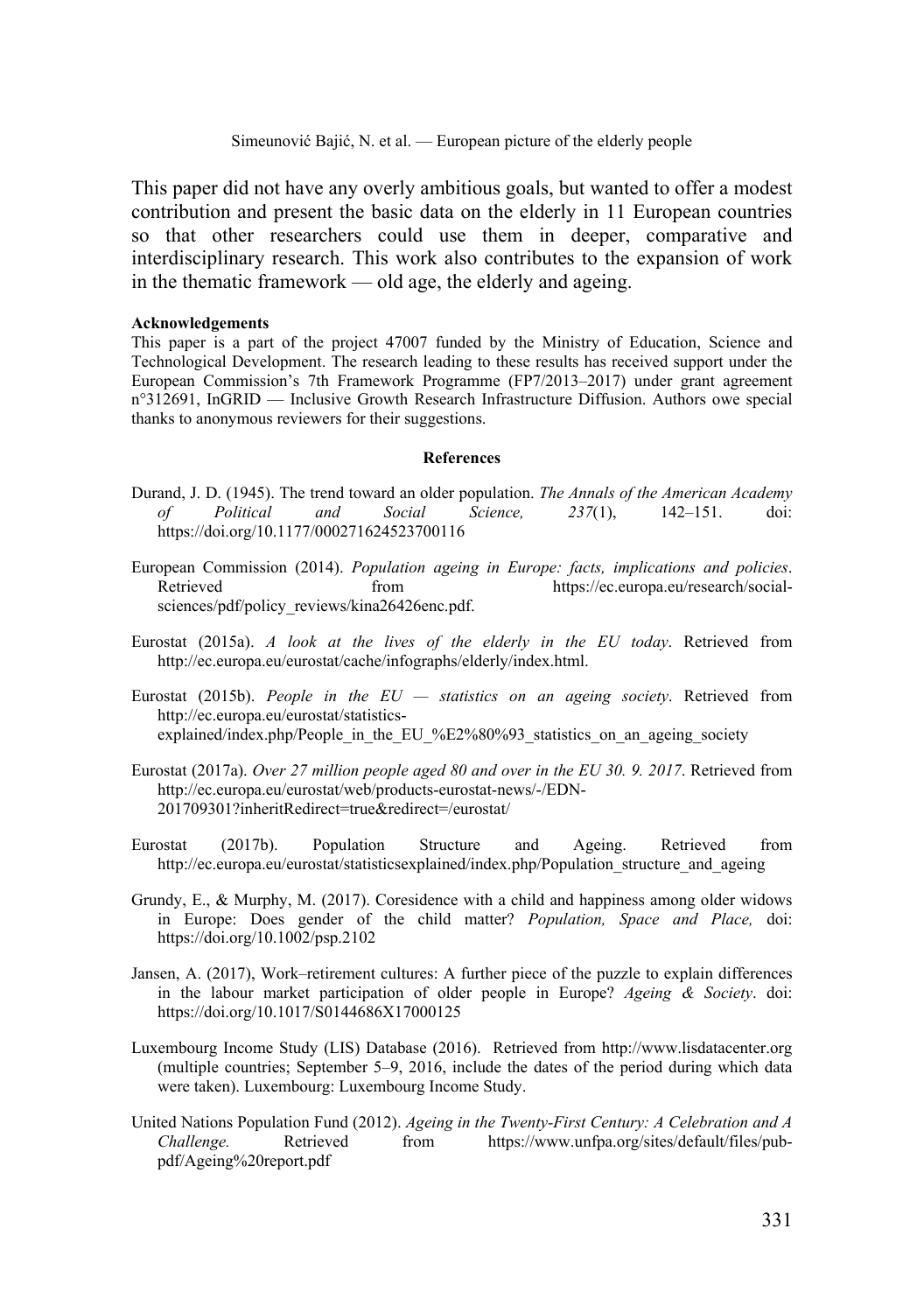This paper did not have any overly ambitious goals, but wanted to offer a modest contribution and present the basic data on the elderly in 11 European countries so that other researchers could use them in deeper, comparative and interdisciplinary research. This work also contributes to the expansion of work in the thematic framework — old age, the elderly and ageing.

**Acknowledgements**

This paper is a part of the project 47007 funded by the Ministry of Education, Science and Technological Development. The research leading to these results has received support under the European Commission's 7th Framework Programme (FP7/2013–2017) under grant agreement n°312691, InGRID — Inclusive Growth Research Infrastructure Diffusion. Authors owe special thanks to anonymous reviewers for their suggestions.

**References**

Durand, J. D. (1945). The trend toward an older population. *The Annals of the American Academy of Political and Social Science, 237*(1), 142–151. doi: https://doi.org/10.1177/000271624523700116

European Commission (2014). *Population ageing in Europe: facts, implications and policies*. Retrieved from https://ec.europa.eu/research/social-sciences/pdf/policy_reviews/kina26426enc.pdf.

Eurostat (2015a). *A look at the lives of the elderly in the EU today*. Retrieved from http://ec.europa.eu/eurostat/cache/infographs/elderly/index.html.

Eurostat (2015b). *People in the EU — statistics on an ageing society*. Retrieved from http://ec.europa.eu/eurostat/statistics-explained/index.php/People_in_the_EU_%E2%80%93_statistics_on_an_ageing_society

Eurostat (2017a). *Over 27 million people aged 80 and over in the EU 30. 9. 2017*. Retrieved from http://ec.europa.eu/eurostat/web/products-eurostat-news/-/EDN-201709301?inheritRedirect=true&redirect=/eurostat/

Eurostat (2017b). Population Structure and Ageing. Retrieved from http://ec.europa.eu/eurostat/statisticsexplained/index.php/Population_structure_and_ageing

Grundy, E., & Murphy, M. (2017). Coresidence with a child and happiness among older widows in Europe: Does gender of the child matter? *Population, Space and Place,* doi: https://doi.org/10.1002/psp.2102

Jansen, A. (2017), Work–retirement cultures: A further piece of the puzzle to explain differences in the labour market participation of older people in Europe? *Ageing & Society*. doi: https://doi.org/10.1017/S0144686X17000125

Luxembourg Income Study (LIS) Database (2016). Retrieved from http://www.lisdatacenter.org (multiple countries; September 5–9, 2016, include the dates of the period during which data were taken). Luxembourg: Luxembourg Income Study.

United Nations Population Fund (2012). *Ageing in the Twenty-First Century: A Celebration and A Challenge.* Retrieved from https://www.unfpa.org/sites/default/files/pub-pdf/Ageing%20report.pdf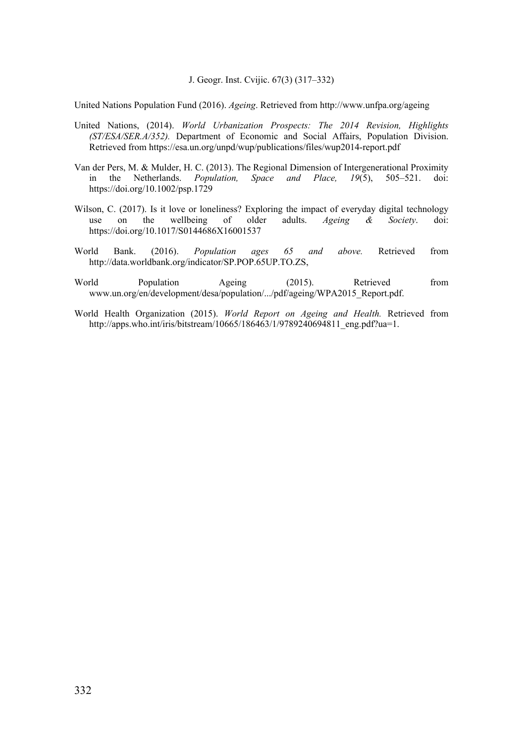United Nations Population Fund (2016). *Ageing*. Retrieved from http://www.unfpa.org/ageing

United Nations, (2014). *World Urbanization Prospects: The 2014 Revision, Highlights (ST/ESA/SER.A/352).* Department of Economic and Social Affairs, Population Division. Retrieved from https://esa.un.org/unpd/wup/publications/files/wup2014-report.pdf

Van der Pers, M. & Mulder, H. C. (2013). The Regional Dimension of Intergenerational Proximity in the Netherlands. *Population, Space and Place, 19*(5), 505–521. doi: https://doi.org/10.1002/psp.1729

Wilson, C. (2017). Is it love or loneliness? Exploring the impact of everyday digital technology use on the wellbeing of older adults. *Ageing & Society*. doi: https://doi.org/10.1017/S0144686X16001537

World Bank. (2016). *Population ages 65 and above.* Retrieved from http://data.worldbank.org/indicator/SP.POP.65UP.TO.ZS,

World Population Ageing (2015). Retrieved from www.un.org/en/development/desa/population/.../pdf/ageing/WPA2015_Report.pdf.

World Health Organization (2015). *World Report on Ageing and Health.* Retrieved from http://apps.who.int/iris/bitstream/10665/186463/1/9789240694811_eng.pdf?ua=1.